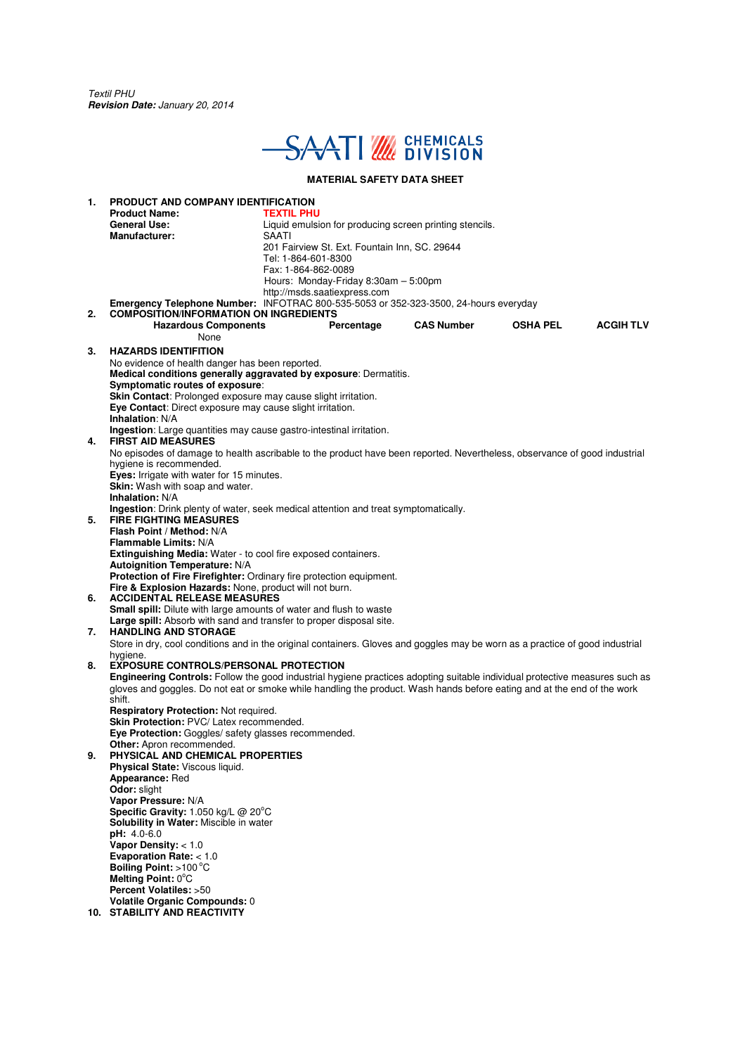*Textil PHU*
***Revision Date:** January 20, 2014*

SAATI CHEMICALS DIVISION

**MATERIAL SAFETY DATA SHEET**

## 1. PRODUCT AND COMPANY IDENTIFICATION

**Product Name:** TEXTIL PHU
**General Use:** Liquid emulsion for producing screen printing stencils.
**Manufacturer:** SAATI
201 Fairview St. Ext. Fountain Inn, SC. 29644
Tel: 1-864-601-8300
Fax: 1-864-862-0089
Hours: Monday-Friday 8:30am – 5:00pm
http://msds.saatiexpress.com

**Emergency Telephone Number:** INFOTRAC 800-535-5053 or 352-323-3500, 24-hours everyday

## 2. COMPOSITION/INFORMATION ON INGREDIENTS

| Hazardous Components | Percentage | CAS Number | OSHA PEL | ACGIH TLV |
|---|---|---|---|---|
| None | | | | |

## 3. HAZARDS IDENTIFITION

No evidence of health danger has been reported.
**Medical conditions generally aggravated by exposure**: Dermatitis.
**Symptomatic routes of exposure**:
**Skin Contact**: Prolonged exposure may cause slight irritation.
**Eye Contact**: Direct exposure may cause slight irritation.
**Inhalation**: N/A
**Ingestion**: Large quantities may cause gastro-intestinal irritation.

## 4. FIRST AID MEASURES

No episodes of damage to health ascribable to the product have been reported. Nevertheless, observance of good industrial hygiene is recommended.
**Eyes:** Irrigate with water for 15 minutes.
**Skin:** Wash with soap and water.
**Inhalation:** N/A
**Ingestion**: Drink plenty of water, seek medical attention and treat symptomatically.

## 5. FIRE FIGHTING MEASURES

**Flash Point / Method:** N/A
**Flammable Limits:** N/A
**Extinguishing Media:** Water - to cool fire exposed containers.
**Autoignition Temperature:** N/A
**Protection of Fire Firefighter:** Ordinary fire protection equipment.
**Fire & Explosion Hazards:** None, product will not burn.

## 6. ACCIDENTAL RELEASE MEASURES

**Small spill:** Dilute with large amounts of water and flush to waste
**Large spill:** Absorb with sand and transfer to proper disposal site.

## 7. HANDLING AND STORAGE

Store in dry, cool conditions and in the original containers. Gloves and goggles may be worn as a practice of good industrial hygiene.

## 8. EXPOSURE CONTROLS/PERSONAL PROTECTION

**Engineering Controls:** Follow the good industrial hygiene practices adopting suitable individual protective measures such as gloves and goggles. Do not eat or smoke while handling the product. Wash hands before eating and at the end of the work shift.
**Respiratory Protection:** Not required.
**Skin Protection:** PVC/ Latex recommended.
**Eye Protection:** Goggles/ safety glasses recommended.
**Other:** Apron recommended.

## 9. PHYSICAL AND CHEMICAL PROPERTIES

**Physical State:** Viscous liquid.
**Appearance:** Red
**Odor:** slight
**Vapor Pressure:** N/A
**Specific Gravity:** 1.050 kg/L @ 20°C
**Solubility in Water:** Miscible in water
**pH:** 4.0-6.0
**Vapor Density:** < 1.0
**Evaporation Rate:** < 1.0
**Boiling Point:** >100 °C
**Melting Point:** 0°C
**Percent Volatiles:** >50
**Volatile Organic Compounds:** 0

## 10. STABILITY AND REACTIVITY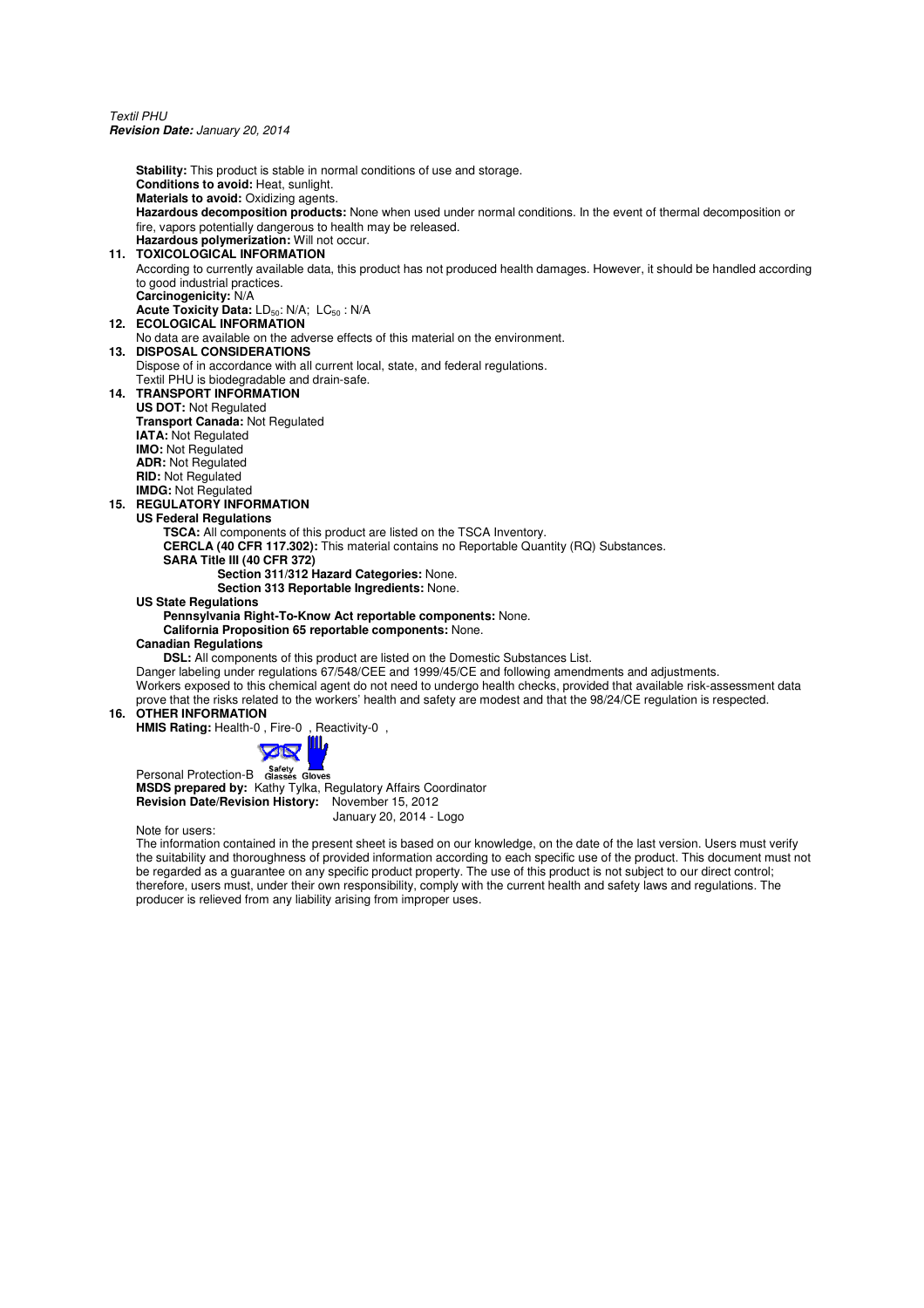**Stability:** This product is stable in normal conditions of use and storage.
**Conditions to avoid:** Heat, sunlight.
**Materials to avoid:** Oxidizing agents.
**Hazardous decomposition products:** None when used under normal conditions. In the event of thermal decomposition or fire, vapors potentially dangerous to health may be released.
**Hazardous polymerization:** Will not occur.

## 11. TOXICOLOGICAL INFORMATION

According to currently available data, this product has not produced health damages. However, it should be handled according to good industrial practices.
**Carcinogenicity:** N/A
**Acute Toxicity Data:** $LD_{50}$: N/A; $LC_{50}$ : N/A

## 12. ECOLOGICAL INFORMATION

No data are available on the adverse effects of this material on the environment.

## 13. DISPOSAL CONSIDERATIONS

Dispose of in accordance with all current local, state, and federal regulations.
Textil PHU is biodegradable and drain-safe.

## 14. TRANSPORT INFORMATION

**US DOT:** Not Regulated
**Transport Canada:** Not Regulated
**IATA:** Not Regulated
**IMO:** Not Regulated
**ADR:** Not Regulated
**RID:** Not Regulated
**IMDG:** Not Regulated

## 15. REGULATORY INFORMATION

**US Federal Regulations**

**TSCA:** All components of this product are listed on the TSCA Inventory.
**CERCLA (40 CFR 117.302):** This material contains no Reportable Quantity (RQ) Substances.
**SARA Title III (40 CFR 372)**

**Section 311/312 Hazard Categories:** None.
**Section 313 Reportable Ingredients:** None.

**US State Regulations**

**Pennsylvania Right-To-Know Act reportable components:** None.
**California Proposition 65 reportable components:** None.

**Canadian Regulations**

**DSL:** All components of this product are listed on the Domestic Substances List.

Danger labeling under regulations 67/548/CEE and 1999/45/CE and following amendments and adjustments.
Workers exposed to this chemical agent do not need to undergo health checks, provided that available risk-assessment data prove that the risks related to the workers' health and safety are modest and that the 98/24/CE regulation is respected.

## 16. OTHER INFORMATION

**HMIS Rating:** Health-0 , Fire-0 , Reactivity-0 ,

Personal Protection-B Safety Glasses Gloves

**MSDS prepared by:** Kathy Tylka, Regulatory Affairs Coordinator
**Revision Date/Revision History:** November 15, 2012
January 20, 2014 - Logo

Note for users:
The information contained in the present sheet is based on our knowledge, on the date of the last version. Users must verify the suitability and thoroughness of provided information according to each specific use of the product. This document must not be regarded as a guarantee on any specific product property. The use of this product is not subject to our direct control; therefore, users must, under their own responsibility, comply with the current health and safety laws and regulations. The producer is relieved from any liability arising from improper uses.